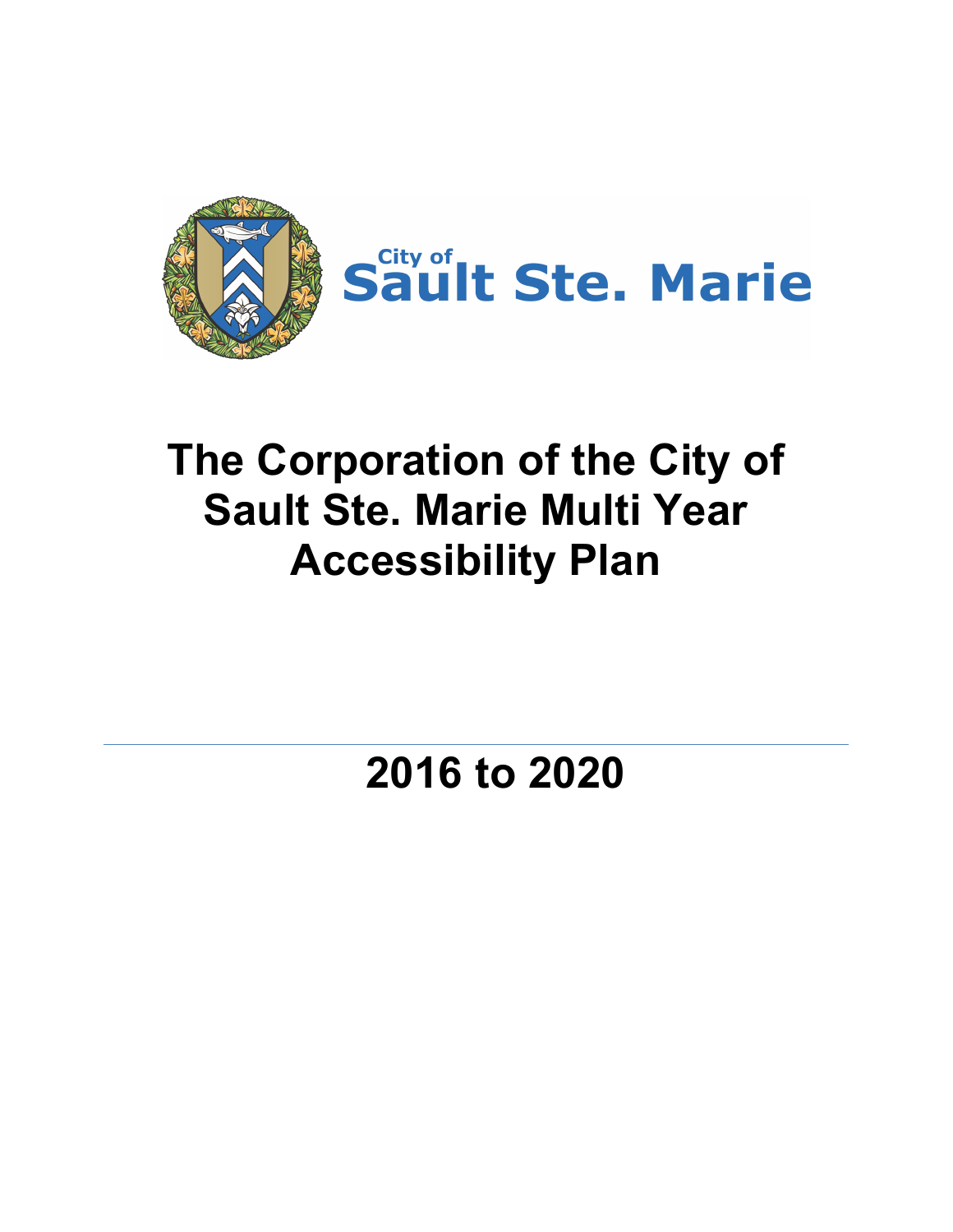City of Sault Ste. Marie

# The Corporation of the City of Sault Ste. Marie Multi Year Accessibility Plan

---

# 2016 to 2020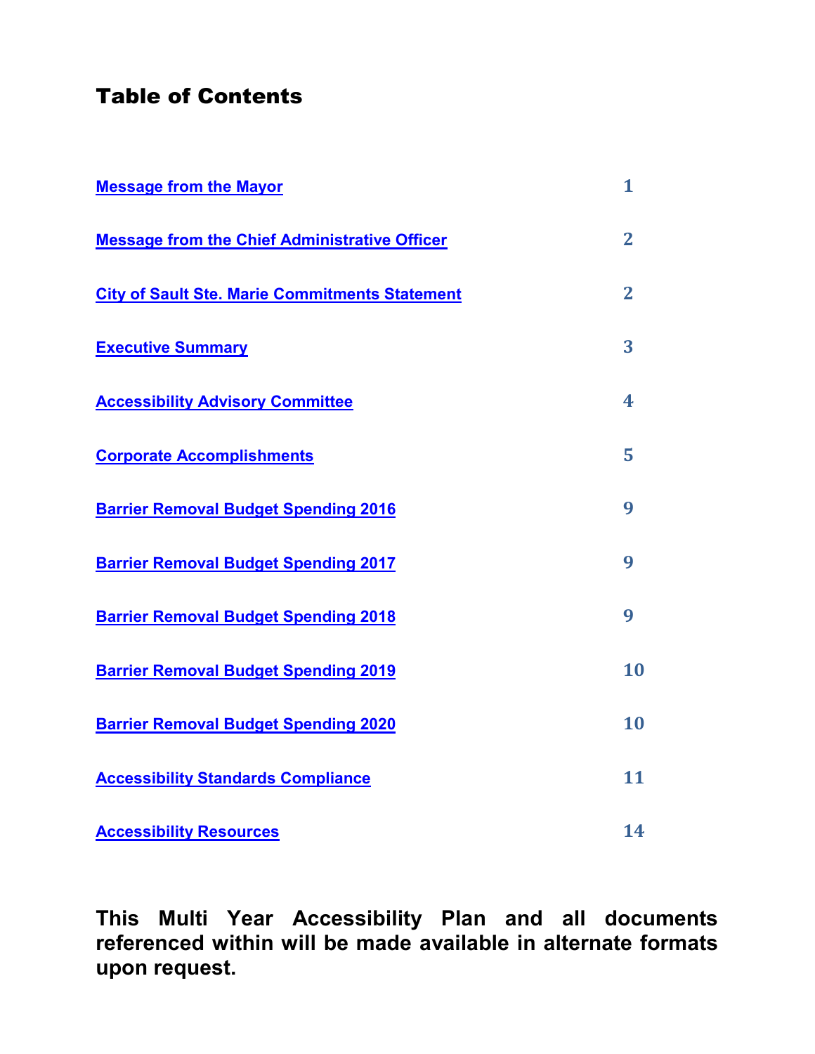# Table of Contents

| | |
|---|---|
| Message from the Mayor | 1 |
| Message from the Chief Administrative Officer | 2 |
| City of Sault Ste. Marie Commitments Statement | 2 |
| Executive Summary | 3 |
| Accessibility Advisory Committee | 4 |
| Corporate Accomplishments | 5 |
| Barrier Removal Budget Spending 2016 | 9 |
| Barrier Removal Budget Spending 2017 | 9 |
| Barrier Removal Budget Spending 2018 | 9 |
| Barrier Removal Budget Spending 2019 | 10 |
| Barrier Removal Budget Spending 2020 | 10 |
| Accessibility Standards Compliance | 11 |
| Accessibility Resources | 14 |

**This Multi Year Accessibility Plan and all documents referenced within will be made available in alternate formats upon request.**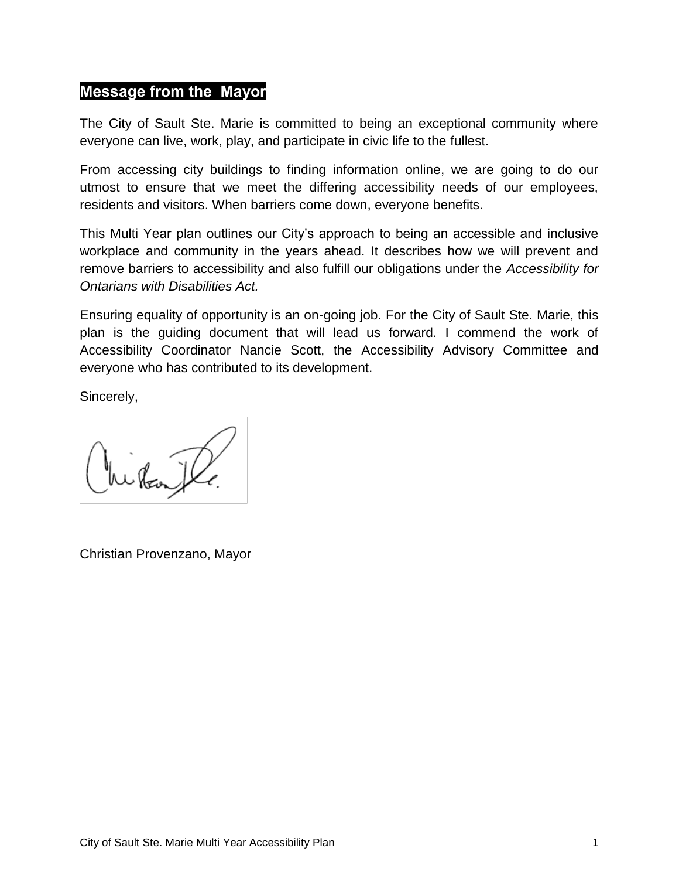## Message from the Mayor

The City of Sault Ste. Marie is committed to being an exceptional community where everyone can live, work, play, and participate in civic life to the fullest.

From accessing city buildings to finding information online, we are going to do our utmost to ensure that we meet the differing accessibility needs of our employees, residents and visitors. When barriers come down, everyone benefits.

This Multi Year plan outlines our City's approach to being an accessible and inclusive workplace and community in the years ahead. It describes how we will prevent and remove barriers to accessibility and also fulfill our obligations under the *Accessibility for Ontarians with Disabilities Act.*

Ensuring equality of opportunity is an on-going job. For the City of Sault Ste. Marie, this plan is the guiding document that will lead us forward. I commend the work of Accessibility Coordinator Nancie Scott, the Accessibility Advisory Committee and everyone who has contributed to its development.

Sincerely,

Christian Provenzano, Mayor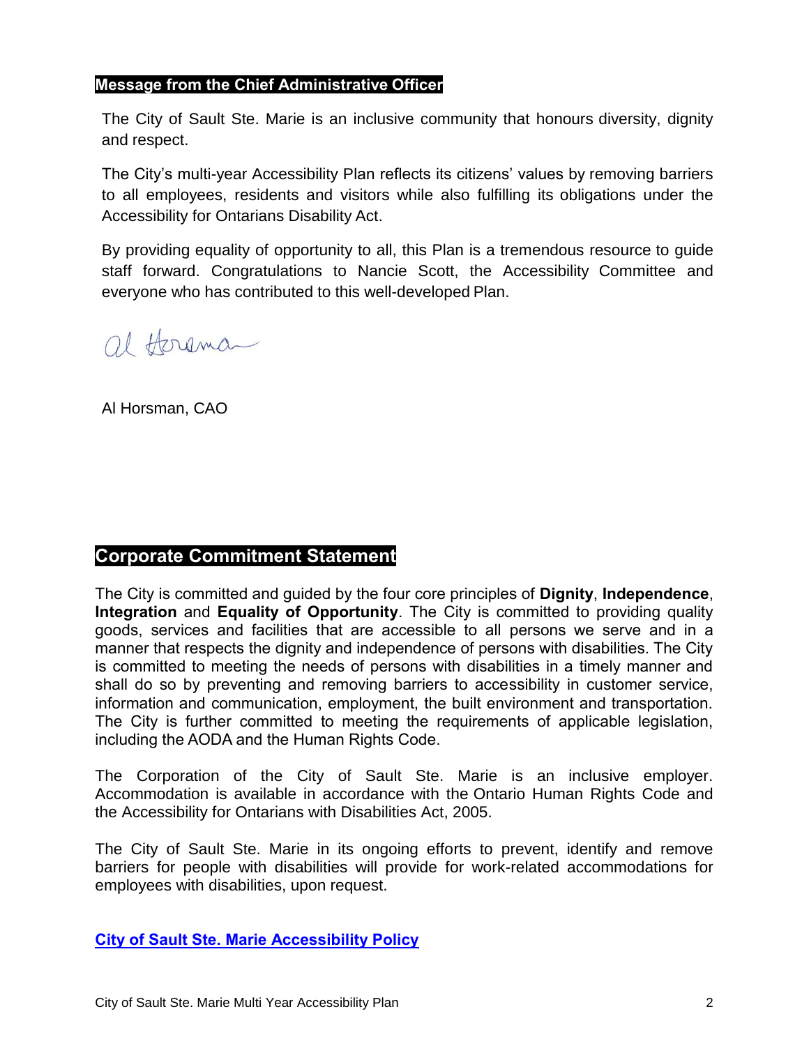## Message from the Chief Administrative Officer

The City of Sault Ste. Marie is an inclusive community that honours diversity, dignity and respect.

The City's multi-year Accessibility Plan reflects its citizens' values by removing barriers to all employees, residents and visitors while also fulfilling its obligations under the Accessibility for Ontarians Disability Act.

By providing equality of opportunity to all, this Plan is a tremendous resource to guide staff forward. Congratulations to Nancie Scott, the Accessibility Committee and everyone who has contributed to this well-developed Plan.

Al Horsman, CAO

## Corporate Commitment Statement

The City is committed and guided by the four core principles of **Dignity**, **Independence**, **Integration** and **Equality of Opportunity**. The City is committed to providing quality goods, services and facilities that are accessible to all persons we serve and in a manner that respects the dignity and independence of persons with disabilities. The City is committed to meeting the needs of persons with disabilities in a timely manner and shall do so by preventing and removing barriers to accessibility in customer service, information and communication, employment, the built environment and transportation. The City is further committed to meeting the requirements of applicable legislation, including the AODA and the Human Rights Code.

The Corporation of the City of Sault Ste. Marie is an inclusive employer. Accommodation is available in accordance with the Ontario Human Rights Code and the Accessibility for Ontarians with Disabilities Act, 2005.

The City of Sault Ste. Marie in its ongoing efforts to prevent, identify and remove barriers for people with disabilities will provide for work-related accommodations for employees with disabilities, upon request.

**City of Sault Ste. Marie Accessibility Policy**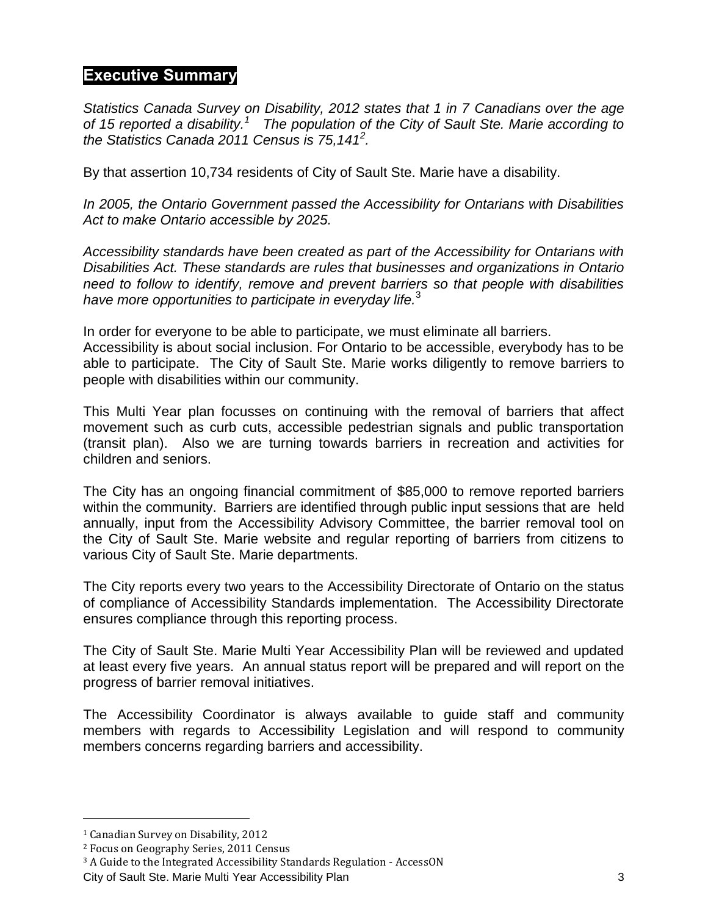## Executive Summary

*Statistics Canada Survey on Disability, 2012 states that 1 in 7 Canadians over the age of 15 reported a disability.*[1] *The population of the City of Sault Ste. Marie according to the Statistics Canada 2011 Census is 75,141*[2].

By that assertion 10,734 residents of City of Sault Ste. Marie have a disability.

*In 2005, the Ontario Government passed the Accessibility for Ontarians with Disabilities Act to make Ontario accessible by 2025.*

*Accessibility standards have been created as part of the Accessibility for Ontarians with Disabilities Act. These standards are rules that businesses and organizations in Ontario need to follow to identify, remove and prevent barriers so that people with disabilities have more opportunities to participate in everyday life.*[3]

In order for everyone to be able to participate, we must eliminate all barriers. Accessibility is about social inclusion. For Ontario to be accessible, everybody has to be able to participate. The City of Sault Ste. Marie works diligently to remove barriers to people with disabilities within our community.

This Multi Year plan focusses on continuing with the removal of barriers that affect movement such as curb cuts, accessible pedestrian signals and public transportation (transit plan). Also we are turning towards barriers in recreation and activities for children and seniors.

The City has an ongoing financial commitment of $85,000 to remove reported barriers within the community. Barriers are identified through public input sessions that are held annually, input from the Accessibility Advisory Committee, the barrier removal tool on the City of Sault Ste. Marie website and regular reporting of barriers from citizens to various City of Sault Ste. Marie departments.

The City reports every two years to the Accessibility Directorate of Ontario on the status of compliance of Accessibility Standards implementation. The Accessibility Directorate ensures compliance through this reporting process.

The City of Sault Ste. Marie Multi Year Accessibility Plan will be reviewed and updated at least every five years. An annual status report will be prepared and will report on the progress of barrier removal initiatives.

The Accessibility Coordinator is always available to guide staff and community members with regards to Accessibility Legislation and will respond to community members concerns regarding barriers and accessibility.

---

[1] Canadian Survey on Disability, 2012

[2] Focus on Geography Series, 2011 Census

[3] A Guide to the Integrated Accessibility Standards Regulation - AccessON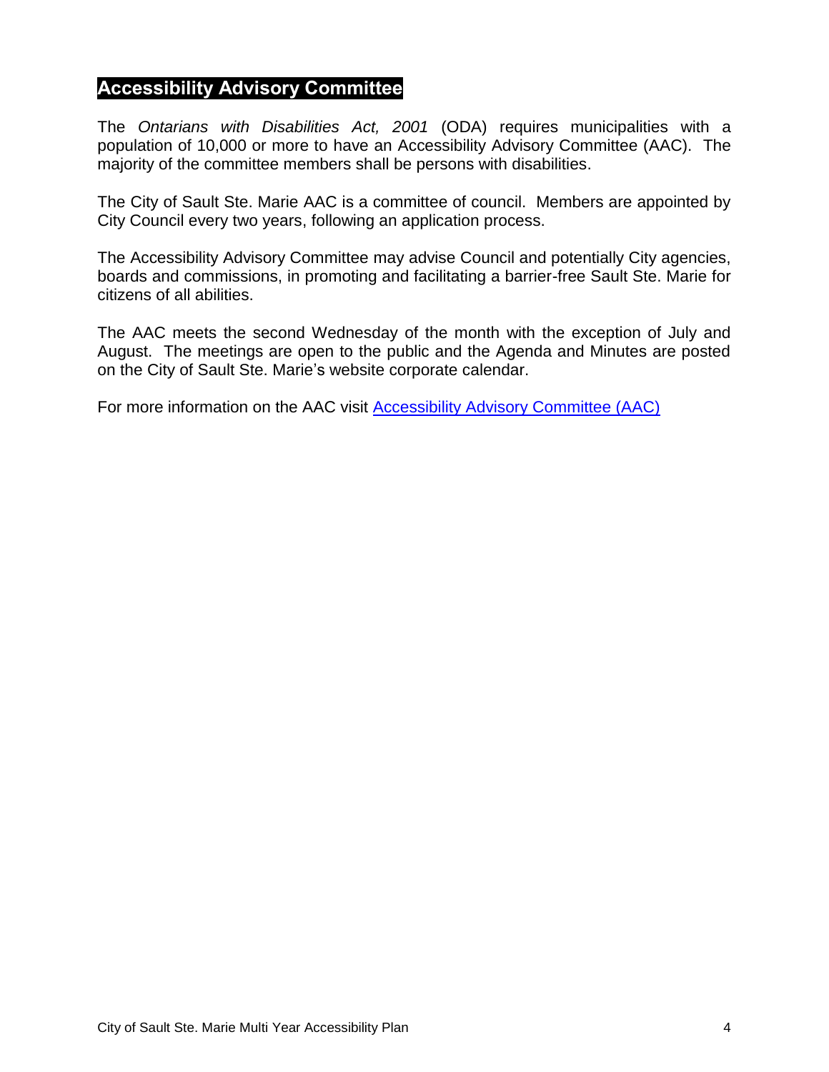## Accessibility Advisory Committee

The *Ontarians with Disabilities Act, 2001* (ODA) requires municipalities with a population of 10,000 or more to have an Accessibility Advisory Committee (AAC). The majority of the committee members shall be persons with disabilities.

The City of Sault Ste. Marie AAC is a committee of council. Members are appointed by City Council every two years, following an application process.

The Accessibility Advisory Committee may advise Council and potentially City agencies, boards and commissions, in promoting and facilitating a barrier-free Sault Ste. Marie for citizens of all abilities.

The AAC meets the second Wednesday of the month with the exception of July and August. The meetings are open to the public and the Agenda and Minutes are posted on the City of Sault Ste. Marie's website corporate calendar.

For more information on the AAC visit Accessibility Advisory Committee (AAC)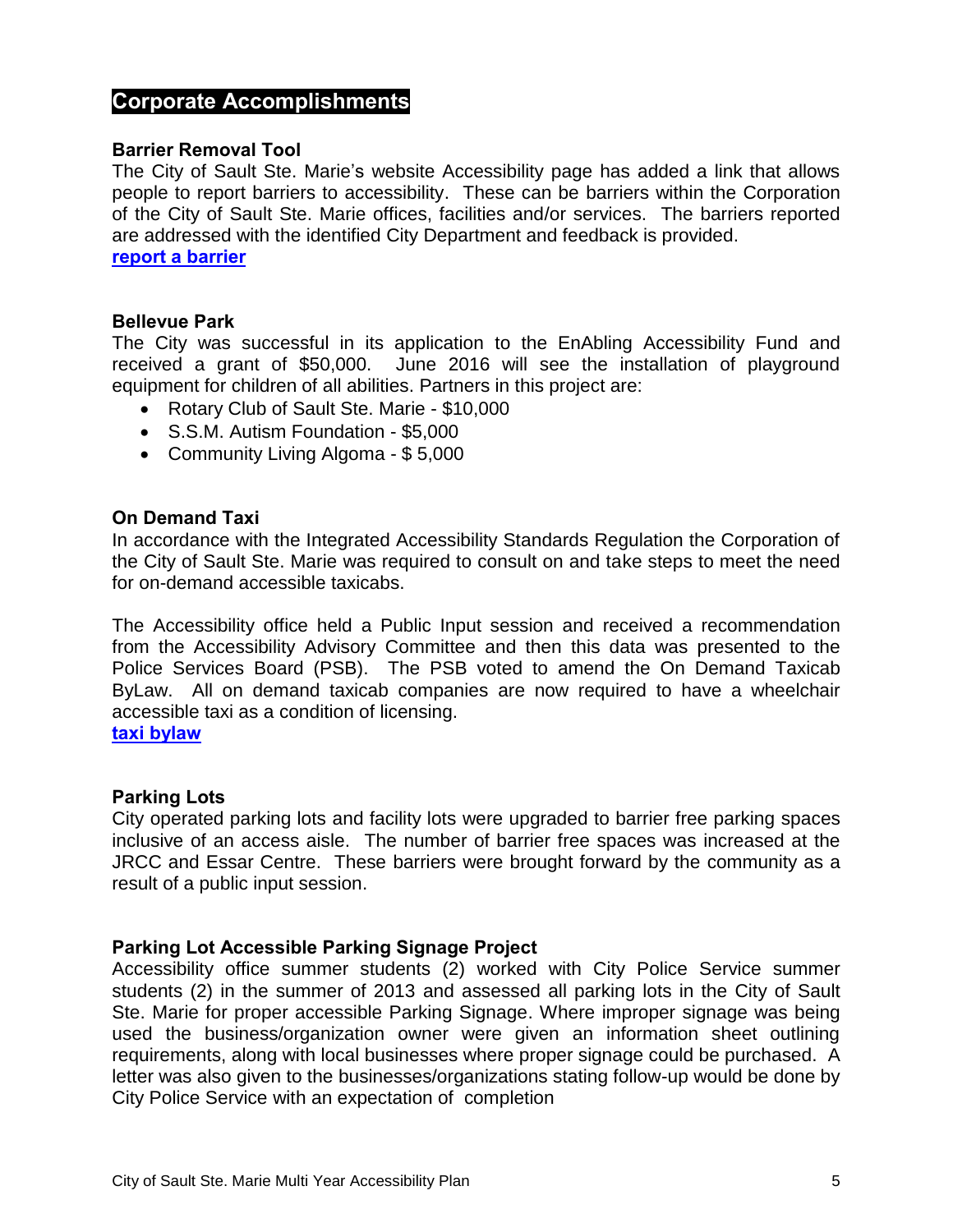## Corporate Accomplishments

### Barrier Removal Tool

The City of Sault Ste. Marie's website Accessibility page has added a link that allows people to report barriers to accessibility. These can be barriers within the Corporation of the City of Sault Ste. Marie offices, facilities and/or services. The barriers reported are addressed with the identified City Department and feedback is provided.

**report a barrier**

### Bellevue Park

The City was successful in its application to the EnAbling Accessibility Fund and received a grant of $50,000. June 2016 will see the installation of playground equipment for children of all abilities. Partners in this project are:

- Rotary Club of Sault Ste. Marie - $10,000
- S.S.M. Autism Foundation - $5,000
- Community Living Algoma - $ 5,000

### On Demand Taxi

In accordance with the Integrated Accessibility Standards Regulation the Corporation of the City of Sault Ste. Marie was required to consult on and take steps to meet the need for on-demand accessible taxicabs.

The Accessibility office held a Public Input session and received a recommendation from the Accessibility Advisory Committee and then this data was presented to the Police Services Board (PSB). The PSB voted to amend the On Demand Taxicab ByLaw. All on demand taxicab companies are now required to have a wheelchair accessible taxi as a condition of licensing.

**taxi bylaw**

### Parking Lots

City operated parking lots and facility lots were upgraded to barrier free parking spaces inclusive of an access aisle. The number of barrier free spaces was increased at the JRCC and Essar Centre. These barriers were brought forward by the community as a result of a public input session.

### Parking Lot Accessible Parking Signage Project

Accessibility office summer students (2) worked with City Police Service summer students (2) in the summer of 2013 and assessed all parking lots in the City of Sault Ste. Marie for proper accessible Parking Signage. Where improper signage was being used the business/organization owner were given an information sheet outlining requirements, along with local businesses where proper signage could be purchased. A letter was also given to the businesses/organizations stating follow-up would be done by City Police Service with an expectation of completion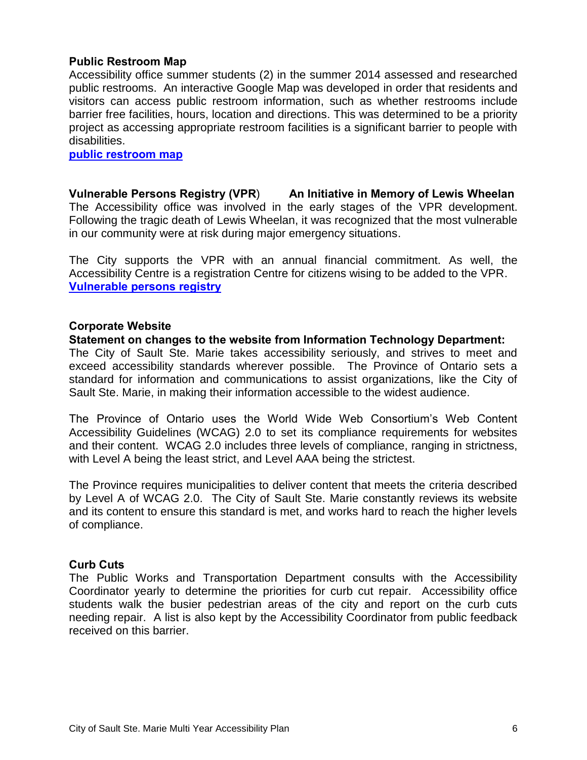**Public Restroom Map**

Accessibility office summer students (2) in the summer 2014 assessed and researched public restrooms. An interactive Google Map was developed in order that residents and visitors can access public restroom information, such as whether restrooms include barrier free facilities, hours, location and directions. This was determined to be a priority project as accessing appropriate restroom facilities is a significant barrier to people with disabilities.

**public restroom map**

**Vulnerable Persons Registry (VPR)** **An Initiative in Memory of Lewis Wheelan**

The Accessibility office was involved in the early stages of the VPR development. Following the tragic death of Lewis Wheelan, it was recognized that the most vulnerable in our community were at risk during major emergency situations.

The City supports the VPR with an annual financial commitment. As well, the Accessibility Centre is a registration Centre for citizens wising to be added to the VPR.

**Vulnerable persons registry**

**Corporate Website**

**Statement on changes to the website from Information Technology Department:**

The City of Sault Ste. Marie takes accessibility seriously, and strives to meet and exceed accessibility standards wherever possible. The Province of Ontario sets a standard for information and communications to assist organizations, like the City of Sault Ste. Marie, in making their information accessible to the widest audience.

The Province of Ontario uses the World Wide Web Consortium's Web Content Accessibility Guidelines (WCAG) 2.0 to set its compliance requirements for websites and their content. WCAG 2.0 includes three levels of compliance, ranging in strictness, with Level A being the least strict, and Level AAA being the strictest.

The Province requires municipalities to deliver content that meets the criteria described by Level A of WCAG 2.0. The City of Sault Ste. Marie constantly reviews its website and its content to ensure this standard is met, and works hard to reach the higher levels of compliance.

**Curb Cuts**

The Public Works and Transportation Department consults with the Accessibility Coordinator yearly to determine the priorities for curb cut repair. Accessibility office students walk the busier pedestrian areas of the city and report on the curb cuts needing repair. A list is also kept by the Accessibility Coordinator from public feedback received on this barrier.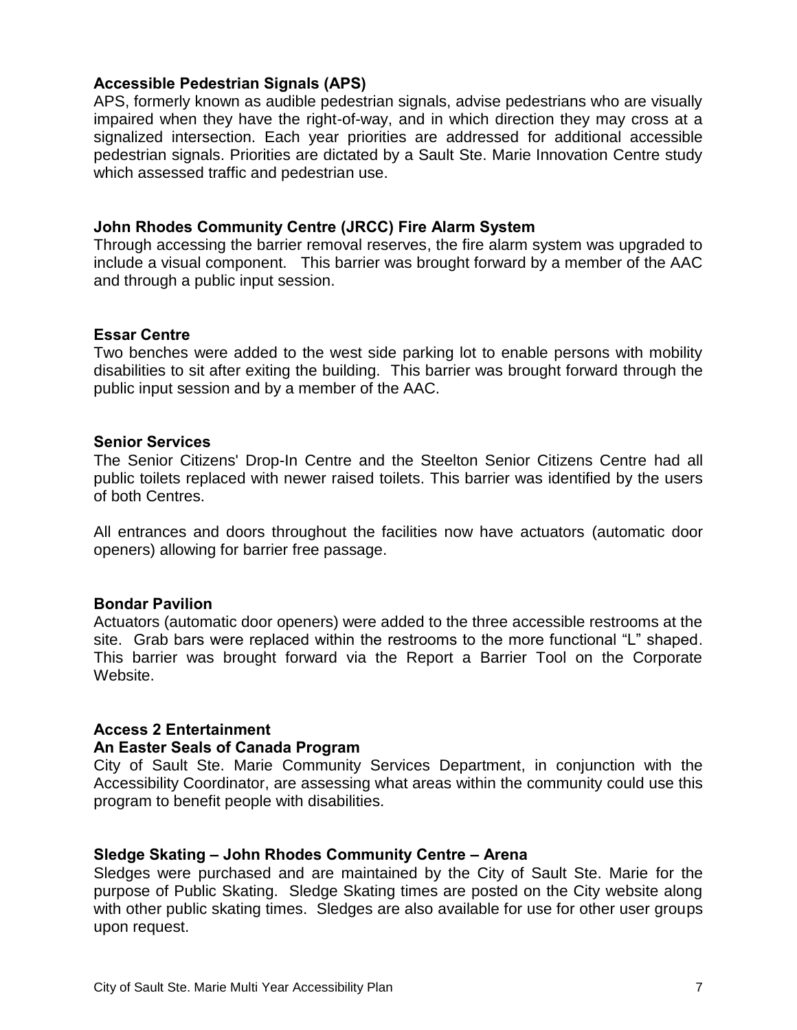### Accessible Pedestrian Signals (APS)

APS, formerly known as audible pedestrian signals, advise pedestrians who are visually impaired when they have the right-of-way, and in which direction they may cross at a signalized intersection. Each year priorities are addressed for additional accessible pedestrian signals. Priorities are dictated by a Sault Ste. Marie Innovation Centre study which assessed traffic and pedestrian use.

### John Rhodes Community Centre (JRCC) Fire Alarm System

Through accessing the barrier removal reserves, the fire alarm system was upgraded to include a visual component. This barrier was brought forward by a member of the AAC and through a public input session.

### Essar Centre

Two benches were added to the west side parking lot to enable persons with mobility disabilities to sit after exiting the building. This barrier was brought forward through the public input session and by a member of the AAC.

### Senior Services

The Senior Citizens' Drop-In Centre and the Steelton Senior Citizens Centre had all public toilets replaced with newer raised toilets. This barrier was identified by the users of both Centres.

All entrances and doors throughout the facilities now have actuators (automatic door openers) allowing for barrier free passage.

### Bondar Pavilion

Actuators (automatic door openers) were added to the three accessible restrooms at the site. Grab bars were replaced within the restrooms to the more functional "L" shaped. This barrier was brought forward via the Report a Barrier Tool on the Corporate Website.

### Access 2 Entertainment
### An Easter Seals of Canada Program

City of Sault Ste. Marie Community Services Department, in conjunction with the Accessibility Coordinator, are assessing what areas within the community could use this program to benefit people with disabilities.

### Sledge Skating – John Rhodes Community Centre – Arena

Sledges were purchased and are maintained by the City of Sault Ste. Marie for the purpose of Public Skating. Sledge Skating times are posted on the City website along with other public skating times. Sledges are also available for use for other user groups upon request.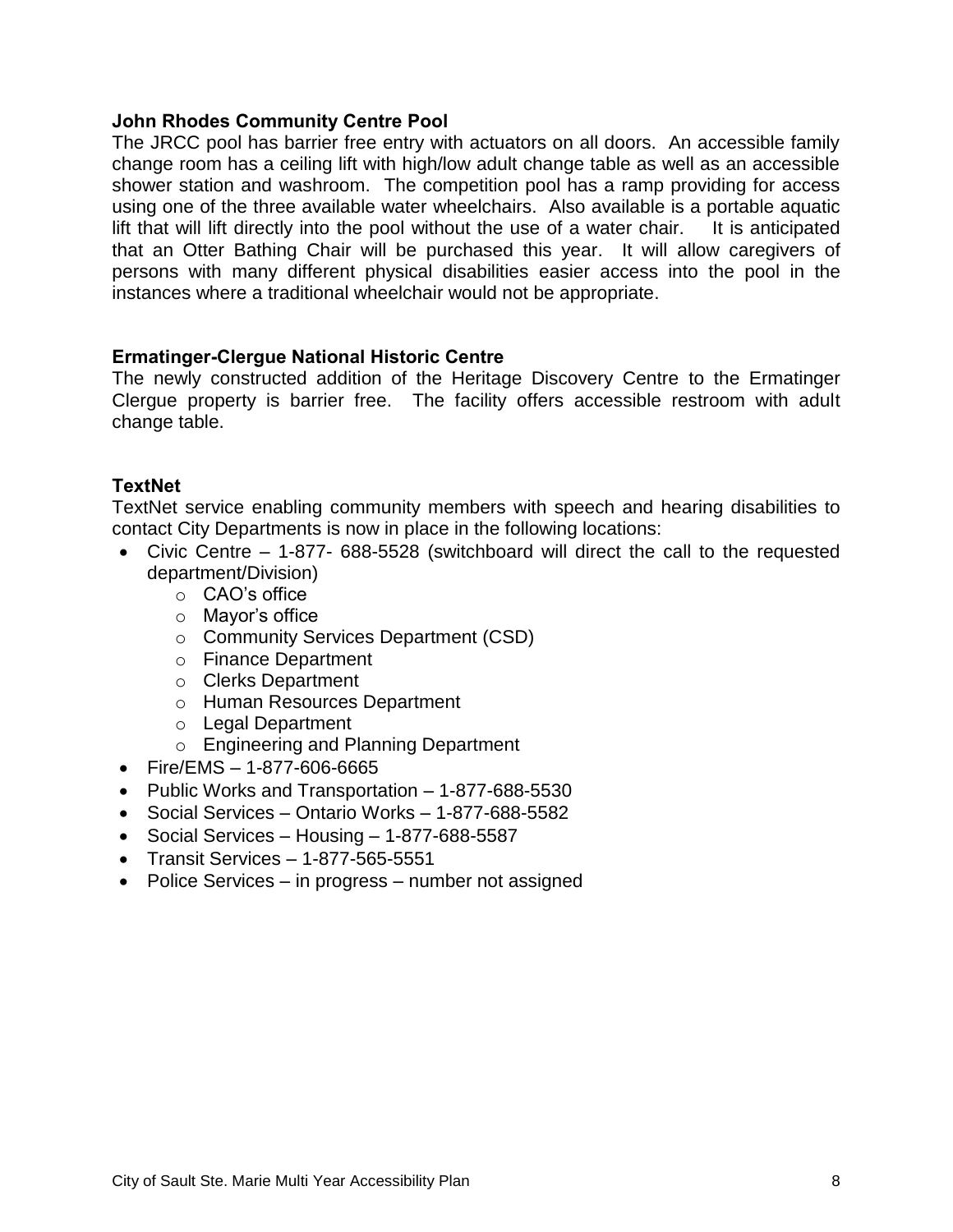**John Rhodes Community Centre Pool**

The JRCC pool has barrier free entry with actuators on all doors. An accessible family change room has a ceiling lift with high/low adult change table as well as an accessible shower station and washroom. The competition pool has a ramp providing for access using one of the three available water wheelchairs. Also available is a portable aquatic lift that will lift directly into the pool without the use of a water chair. It is anticipated that an Otter Bathing Chair will be purchased this year. It will allow caregivers of persons with many different physical disabilities easier access into the pool in the instances where a traditional wheelchair would not be appropriate.

**Ermatinger-Clergue National Historic Centre**

The newly constructed addition of the Heritage Discovery Centre to the Ermatinger Clergue property is barrier free. The facility offers accessible restroom with adult change table.

**TextNet**

TextNet service enabling community members with speech and hearing disabilities to contact City Departments is now in place in the following locations:

- Civic Centre – 1-877- 688-5528 (switchboard will direct the call to the requested department/Division)
  - CAO's office
  - Mayor's office
  - Community Services Department (CSD)
  - Finance Department
  - Clerks Department
  - Human Resources Department
  - Legal Department
  - Engineering and Planning Department
- Fire/EMS – 1-877-606-6665
- Public Works and Transportation – 1-877-688-5530
- Social Services – Ontario Works – 1-877-688-5582
- Social Services – Housing – 1-877-688-5587
- Transit Services – 1-877-565-5551
- Police Services – in progress – number not assigned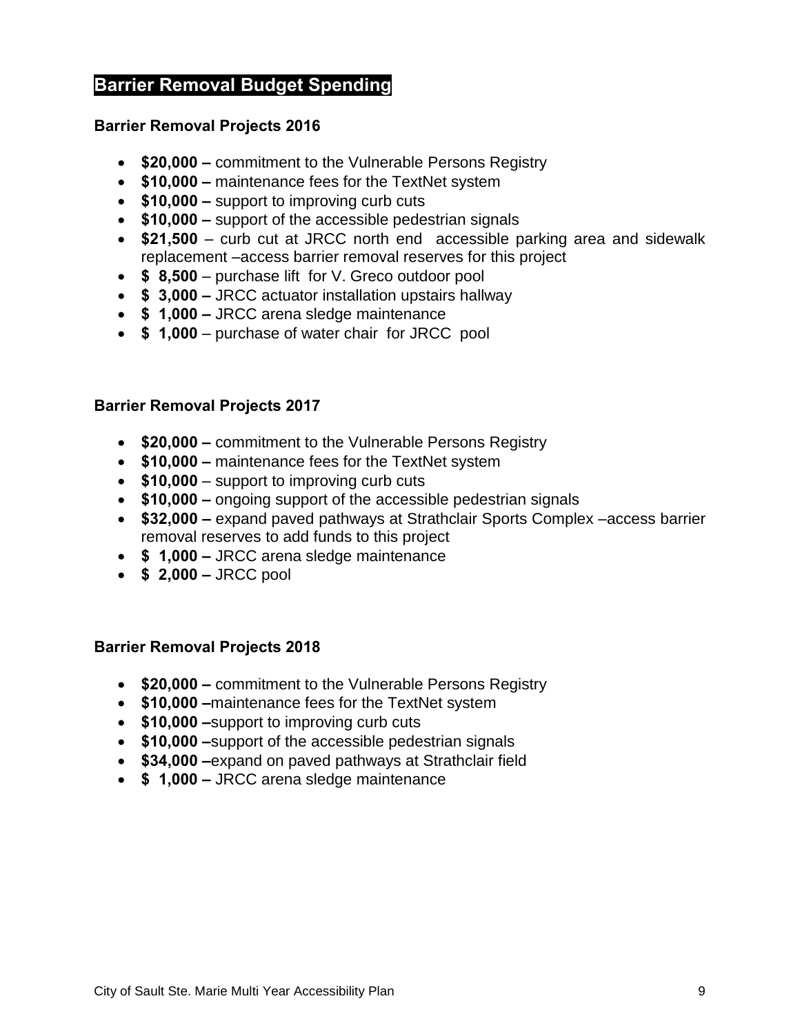## Barrier Removal Budget Spending

### Barrier Removal Projects 2016

- **$20,000 –** commitment to the Vulnerable Persons Registry
- **$10,000 –** maintenance fees for the TextNet system
- **$10,000 –** support to improving curb cuts
- **$10,000 –** support of the accessible pedestrian signals
- **$21,500** – curb cut at JRCC north end accessible parking area and sidewalk replacement –access barrier removal reserves for this project
- **$ 8,500** – purchase lift for V. Greco outdoor pool
- **$ 3,000 –** JRCC actuator installation upstairs hallway
- **$ 1,000 –** JRCC arena sledge maintenance
- **$ 1,000** – purchase of water chair for JRCC pool

### Barrier Removal Projects 2017

- **$20,000 –** commitment to the Vulnerable Persons Registry
- **$10,000 –** maintenance fees for the TextNet system
- **$10,000** – support to improving curb cuts
- **$10,000 –** ongoing support of the accessible pedestrian signals
- **$32,000 –** expand paved pathways at Strathclair Sports Complex –access barrier removal reserves to add funds to this project
- **$ 1,000 –** JRCC arena sledge maintenance
- **$ 2,000 –** JRCC pool

### Barrier Removal Projects 2018

- **$20,000 –** commitment to the Vulnerable Persons Registry
- **$10,000 –**maintenance fees for the TextNet system
- **$10,000 –**support to improving curb cuts
- **$10,000 –**support of the accessible pedestrian signals
- **$34,000 –**expand on paved pathways at Strathclair field
- **$ 1,000 –** JRCC arena sledge maintenance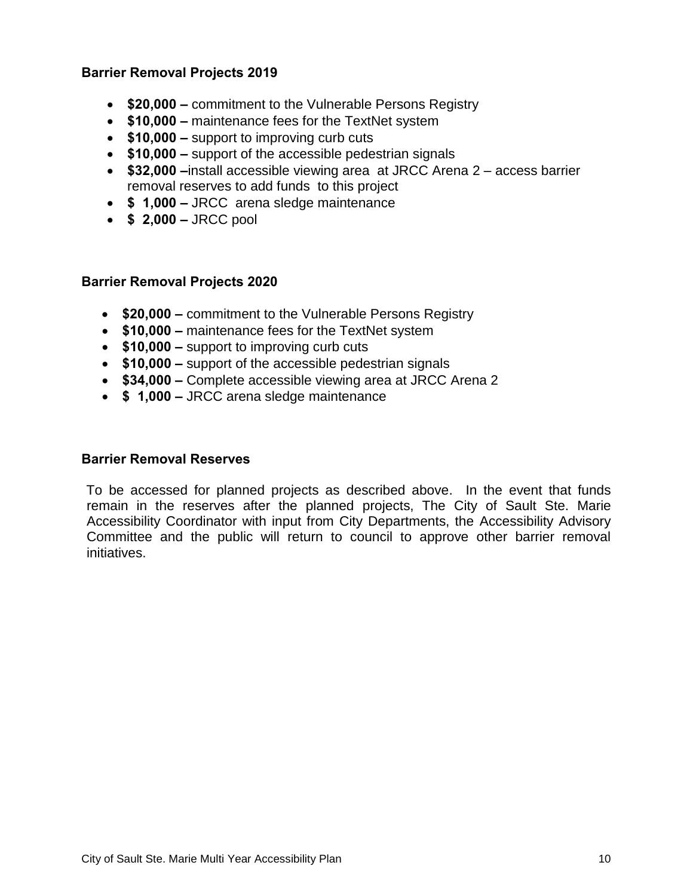### Barrier Removal Projects 2019

- **$20,000 –** commitment to the Vulnerable Persons Registry
- **$10,000 –** maintenance fees for the TextNet system
- **$10,000 –** support to improving curb cuts
- **$10,000 –** support of the accessible pedestrian signals
- **$32,000 –**install accessible viewing area at JRCC Arena 2 – access barrier removal reserves to add funds to this project
- **$ 1,000 –** JRCC arena sledge maintenance
- **$ 2,000 –** JRCC pool

### Barrier Removal Projects 2020

- **$20,000 –** commitment to the Vulnerable Persons Registry
- **$10,000 –** maintenance fees for the TextNet system
- **$10,000 –** support to improving curb cuts
- **$10,000 –** support of the accessible pedestrian signals
- **$34,000 –** Complete accessible viewing area at JRCC Arena 2
- **$ 1,000 –** JRCC arena sledge maintenance

### Barrier Removal Reserves

To be accessed for planned projects as described above. In the event that funds remain in the reserves after the planned projects, The City of Sault Ste. Marie Accessibility Coordinator with input from City Departments, the Accessibility Advisory Committee and the public will return to council to approve other barrier removal initiatives.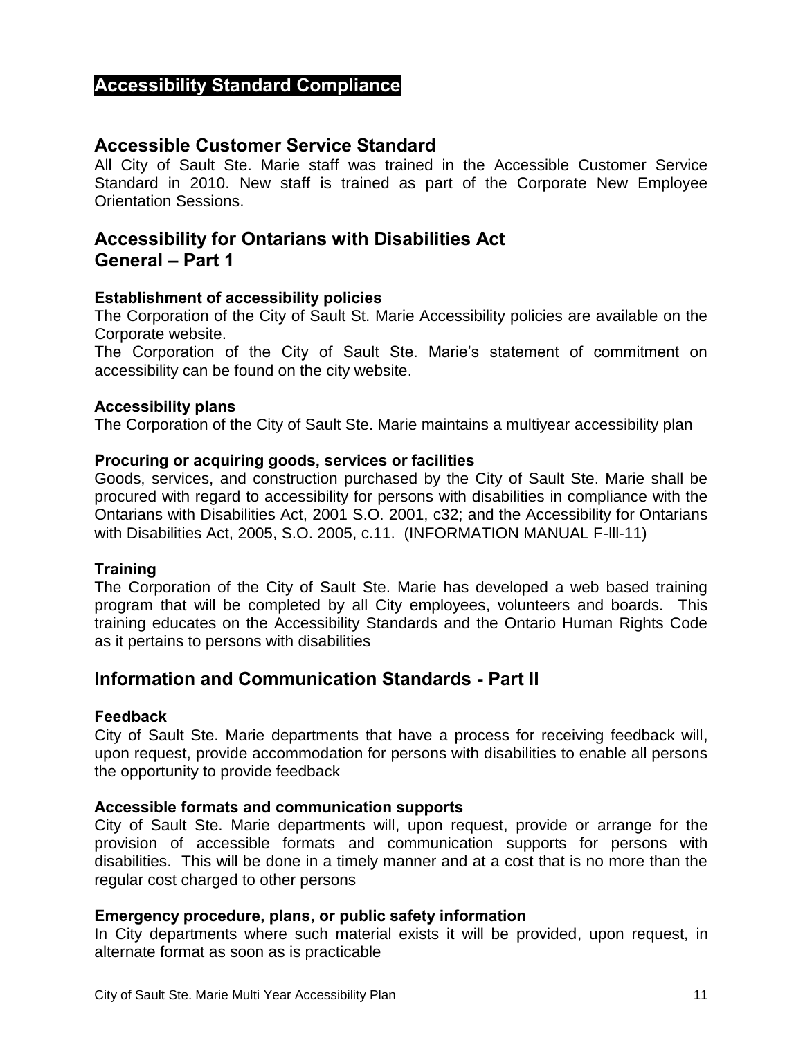## Accessibility Standard Compliance

### Accessible Customer Service Standard

All City of Sault Ste. Marie staff was trained in the Accessible Customer Service Standard in 2010. New staff is trained as part of the Corporate New Employee Orientation Sessions.

### Accessibility for Ontarians with Disabilities Act General – Part 1

**Establishment of accessibility policies**

The Corporation of the City of Sault St. Marie Accessibility policies are available on the Corporate website.

The Corporation of the City of Sault Ste. Marie's statement of commitment on accessibility can be found on the city website.

**Accessibility plans**

The Corporation of the City of Sault Ste. Marie maintains a multiyear accessibility plan

**Procuring or acquiring goods, services or facilities**

Goods, services, and construction purchased by the City of Sault Ste. Marie shall be procured with regard to accessibility for persons with disabilities in compliance with the Ontarians with Disabilities Act, 2001 S.O. 2001, c32; and the Accessibility for Ontarians with Disabilities Act, 2005, S.O. 2005, c.11. (INFORMATION MANUAL F-lll-11)

**Training**

The Corporation of the City of Sault Ste. Marie has developed a web based training program that will be completed by all City employees, volunteers and boards. This training educates on the Accessibility Standards and the Ontario Human Rights Code as it pertains to persons with disabilities

### Information and Communication Standards - Part II

**Feedback**

City of Sault Ste. Marie departments that have a process for receiving feedback will, upon request, provide accommodation for persons with disabilities to enable all persons the opportunity to provide feedback

**Accessible formats and communication supports**

City of Sault Ste. Marie departments will, upon request, provide or arrange for the provision of accessible formats and communication supports for persons with disabilities. This will be done in a timely manner and at a cost that is no more than the regular cost charged to other persons

**Emergency procedure, plans, or public safety information**

In City departments where such material exists it will be provided, upon request, in alternate format as soon as is practicable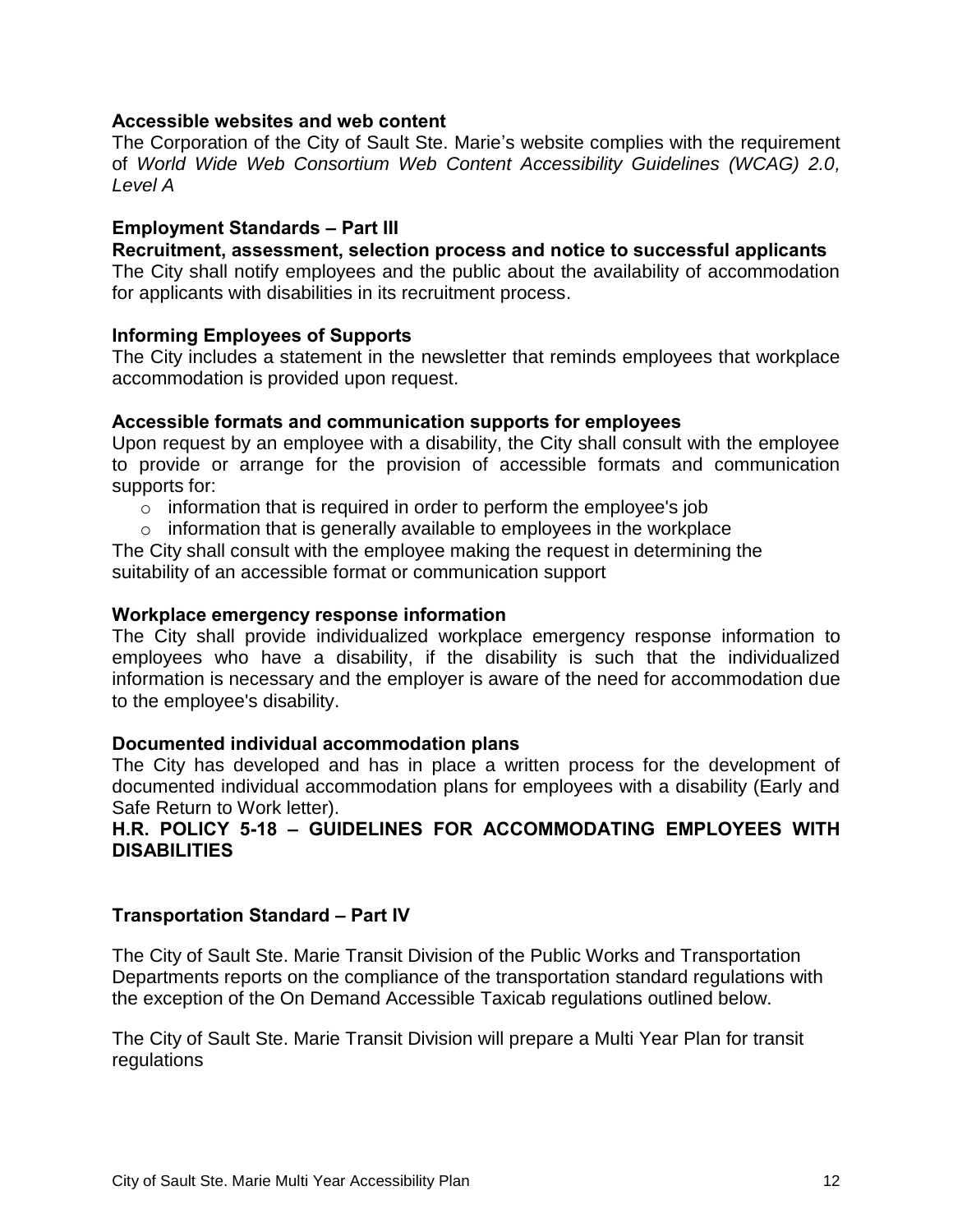**Accessible websites and web content**

The Corporation of the City of Sault Ste. Marie's website complies with the requirement of *World Wide Web Consortium Web Content Accessibility Guidelines (WCAG) 2.0, Level A*

**Employment Standards – Part III**

**Recruitment, assessment, selection process and notice to successful applicants**

The City shall notify employees and the public about the availability of accommodation for applicants with disabilities in its recruitment process.

**Informing Employees of Supports**

The City includes a statement in the newsletter that reminds employees that workplace accommodation is provided upon request.

**Accessible formats and communication supports for employees**

Upon request by an employee with a disability, the City shall consult with the employee to provide or arrange for the provision of accessible formats and communication supports for:

- information that is required in order to perform the employee's job
- information that is generally available to employees in the workplace

The City shall consult with the employee making the request in determining the suitability of an accessible format or communication support

**Workplace emergency response information**

The City shall provide individualized workplace emergency response information to employees who have a disability, if the disability is such that the individualized information is necessary and the employer is aware of the need for accommodation due to the employee's disability.

**Documented individual accommodation plans**

The City has developed and has in place a written process for the development of documented individual accommodation plans for employees with a disability (Early and Safe Return to Work letter).

**H.R. POLICY 5-18 – GUIDELINES FOR ACCOMMODATING EMPLOYEES WITH DISABILITIES**

**Transportation Standard – Part IV**

The City of Sault Ste. Marie Transit Division of the Public Works and Transportation Departments reports on the compliance of the transportation standard regulations with the exception of the On Demand Accessible Taxicab regulations outlined below.

The City of Sault Ste. Marie Transit Division will prepare a Multi Year Plan for transit regulations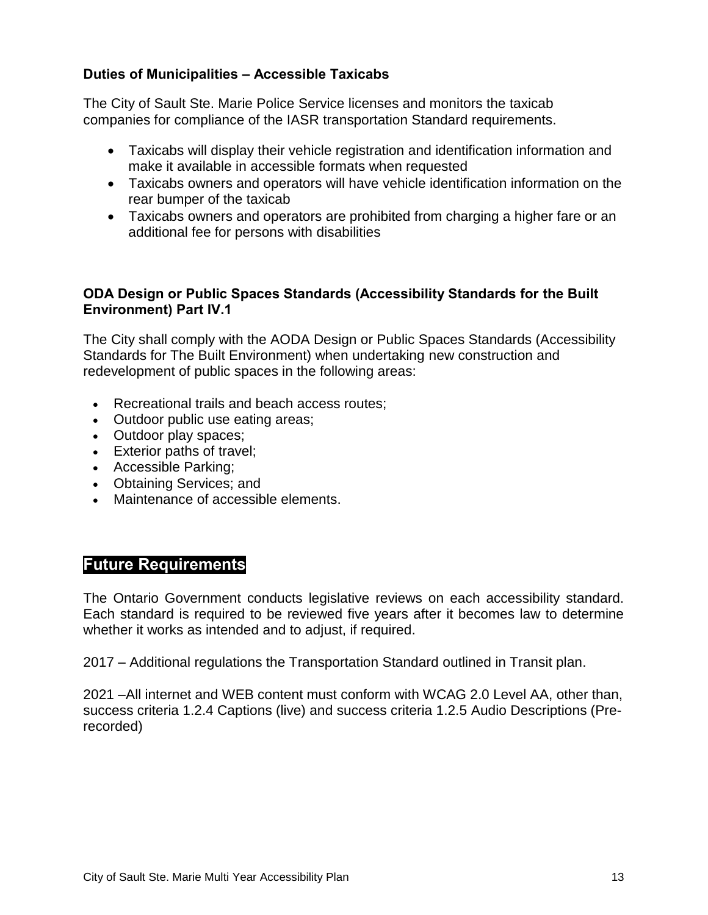### Duties of Municipalities – Accessible Taxicabs

The City of Sault Ste. Marie Police Service licenses and monitors the taxicab companies for compliance of the IASR transportation Standard requirements.

- Taxicabs will display their vehicle registration and identification information and make it available in accessible formats when requested
- Taxicabs owners and operators will have vehicle identification information on the rear bumper of the taxicab
- Taxicabs owners and operators are prohibited from charging a higher fare or an additional fee for persons with disabilities

### ODA Design or Public Spaces Standards (Accessibility Standards for the Built Environment) Part IV.1

The City shall comply with the AODA Design or Public Spaces Standards (Accessibility Standards for The Built Environment) when undertaking new construction and redevelopment of public spaces in the following areas:

- Recreational trails and beach access routes;
- Outdoor public use eating areas;
- Outdoor play spaces;
- Exterior paths of travel;
- Accessible Parking;
- Obtaining Services; and
- Maintenance of accessible elements.

## Future Requirements

The Ontario Government conducts legislative reviews on each accessibility standard. Each standard is required to be reviewed five years after it becomes law to determine whether it works as intended and to adjust, if required.

2017 – Additional regulations the Transportation Standard outlined in Transit plan.

2021 –All internet and WEB content must conform with WCAG 2.0 Level AA, other than, success criteria 1.2.4 Captions (live) and success criteria 1.2.5 Audio Descriptions (Pre-recorded)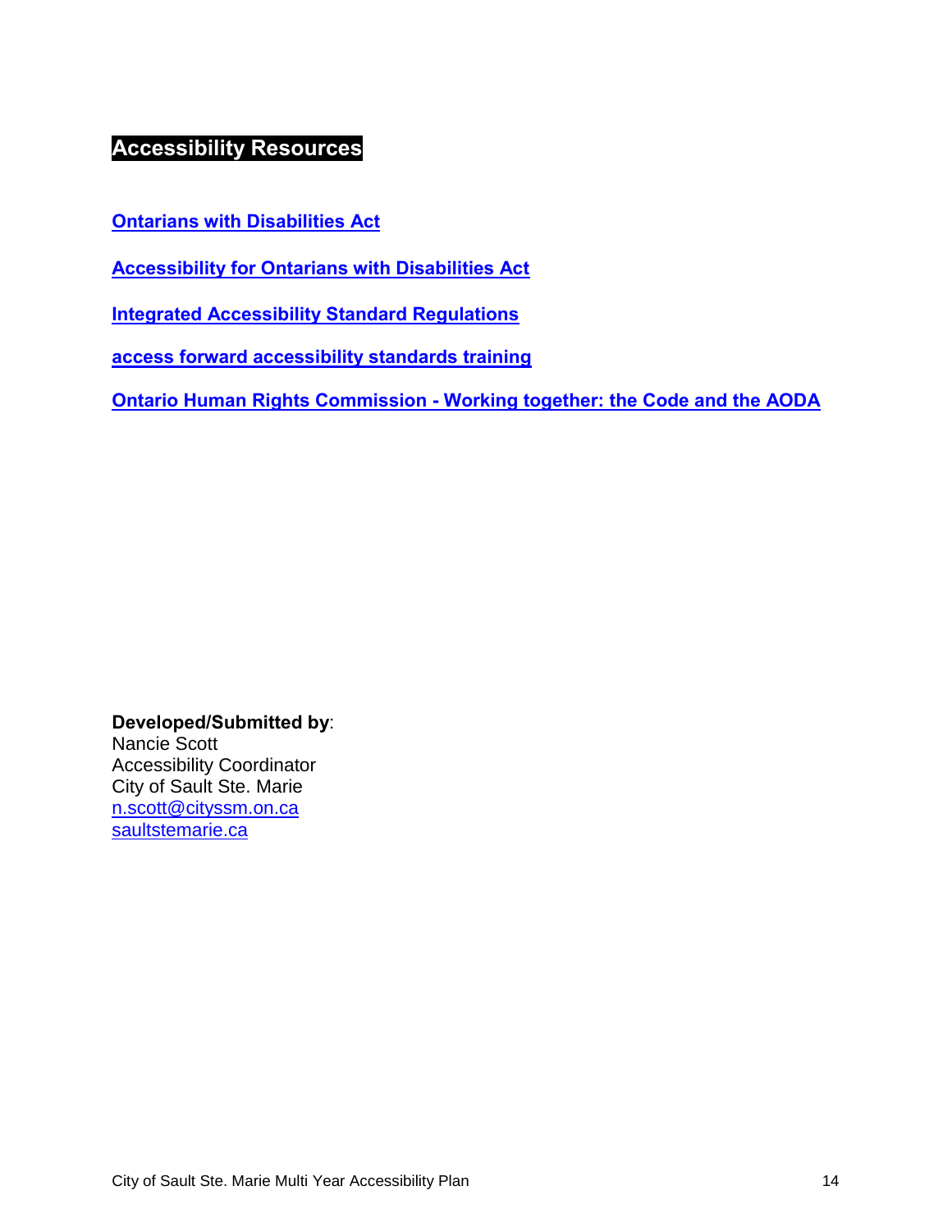## Accessibility Resources

**Ontarians with Disabilities Act**

**Accessibility for Ontarians with Disabilities Act**

**Integrated Accessibility Standard Regulations**

**access forward accessibility standards training**

**Ontario Human Rights Commission - Working together: the Code and the AODA**

**Developed/Submitted by**:
Nancie Scott
Accessibility Coordinator
City of Sault Ste. Marie
n.scott@cityssm.on.ca
saultstemarie.ca